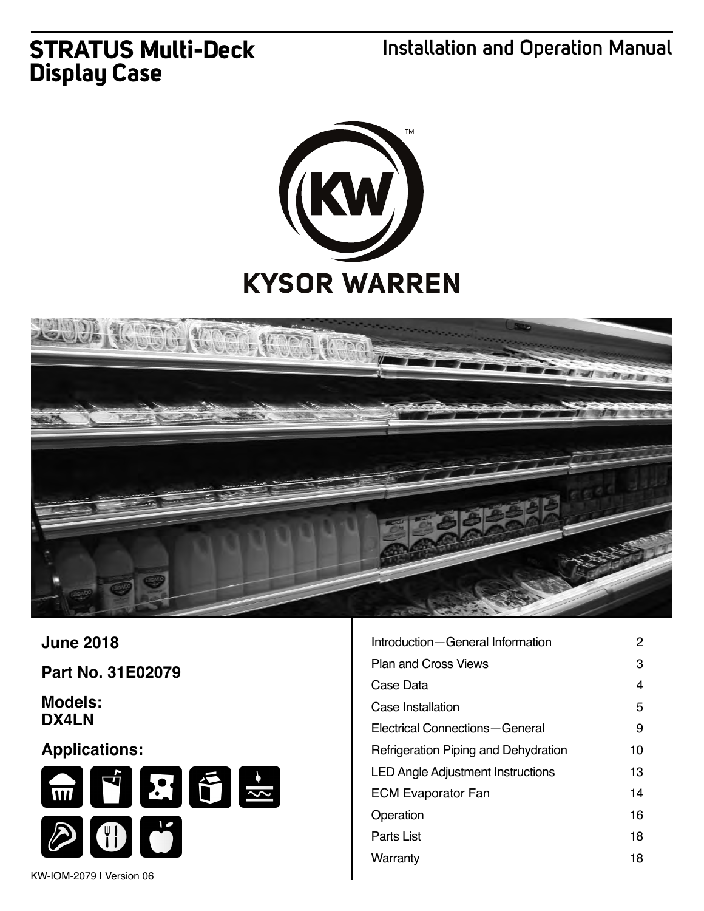# STRATUS Multi-Deck Display Case

## Installation and Operation Manual

KYSOR WARREN

**June 2018**

**Part No. 31E02079**

**Models:**
**DX4LN**

**Applications:**

| | |
|---|---|
| Introduction—General Information | 2 |
| Plan and Cross Views | 3 |
| Case Data | 4 |
| Case Installation | 5 |
| Electrical Connections—General | 9 |
| Refrigeration Piping and Dehydration | 10 |
| LED Angle Adjustment Instructions | 13 |
| ECM Evaporator Fan | 14 |
| Operation | 16 |
| Parts List | 18 |
| Warranty | 18 |

KW-IOM-2079 | Version 06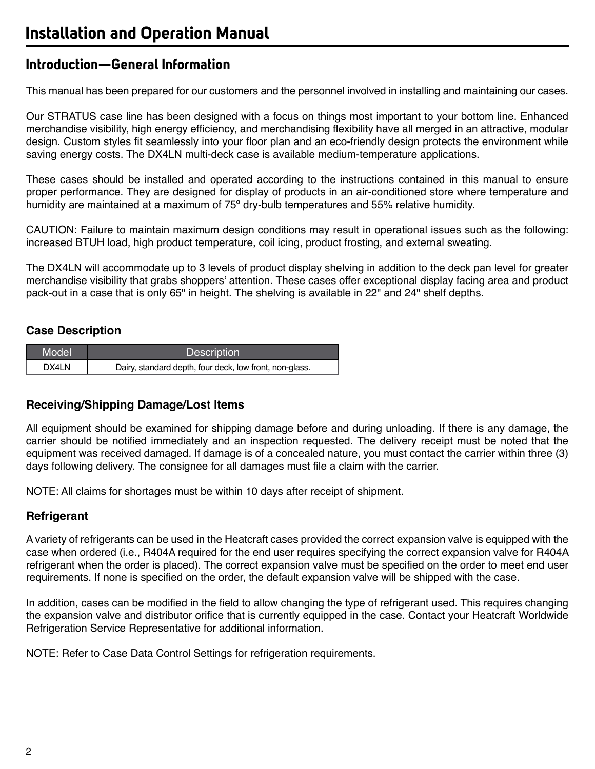# Installation and Operation Manual

## Introduction—General Information

This manual has been prepared for our customers and the personnel involved in installing and maintaining our cases.

Our STRATUS case line has been designed with a focus on things most important to your bottom line. Enhanced merchandise visibility, high energy efficiency, and merchandising flexibility have all merged in an attractive, modular design. Custom styles fit seamlessly into your floor plan and an eco-friendly design protects the environment while saving energy costs. The DX4LN multi-deck case is available medium-temperature applications.

These cases should be installed and operated according to the instructions contained in this manual to ensure proper performance. They are designed for display of products in an air-conditioned store where temperature and humidity are maintained at a maximum of 75º dry-bulb temperatures and 55% relative humidity.

CAUTION: Failure to maintain maximum design conditions may result in operational issues such as the following: increased BTUH load, high product temperature, coil icing, product frosting, and external sweating.

The DX4LN will accommodate up to 3 levels of product display shelving in addition to the deck pan level for greater merchandise visibility that grabs shoppers' attention. These cases offer exceptional display facing area and product pack-out in a case that is only 65" in height. The shelving is available in 22" and 24" shelf depths.

### Case Description

| Model | Description |
|---|---|
| DX4LN | Dairy, standard depth, four deck, low front, non-glass. |

### Receiving/Shipping Damage/Lost Items

All equipment should be examined for shipping damage before and during unloading. If there is any damage, the carrier should be notified immediately and an inspection requested. The delivery receipt must be noted that the equipment was received damaged. If damage is of a concealed nature, you must contact the carrier within three (3) days following delivery. The consignee for all damages must file a claim with the carrier.

NOTE: All claims for shortages must be within 10 days after receipt of shipment.

### Refrigerant

A variety of refrigerants can be used in the Heatcraft cases provided the correct expansion valve is equipped with the case when ordered (i.e., R404A required for the end user requires specifying the correct expansion valve for R404A refrigerant when the order is placed). The correct expansion valve must be specified on the order to meet end user requirements. If none is specified on the order, the default expansion valve will be shipped with the case.

In addition, cases can be modified in the field to allow changing the type of refrigerant used. This requires changing the expansion valve and distributor orifice that is currently equipped in the case. Contact your Heatcraft Worldwide Refrigeration Service Representative for additional information.

NOTE: Refer to Case Data Control Settings for refrigeration requirements.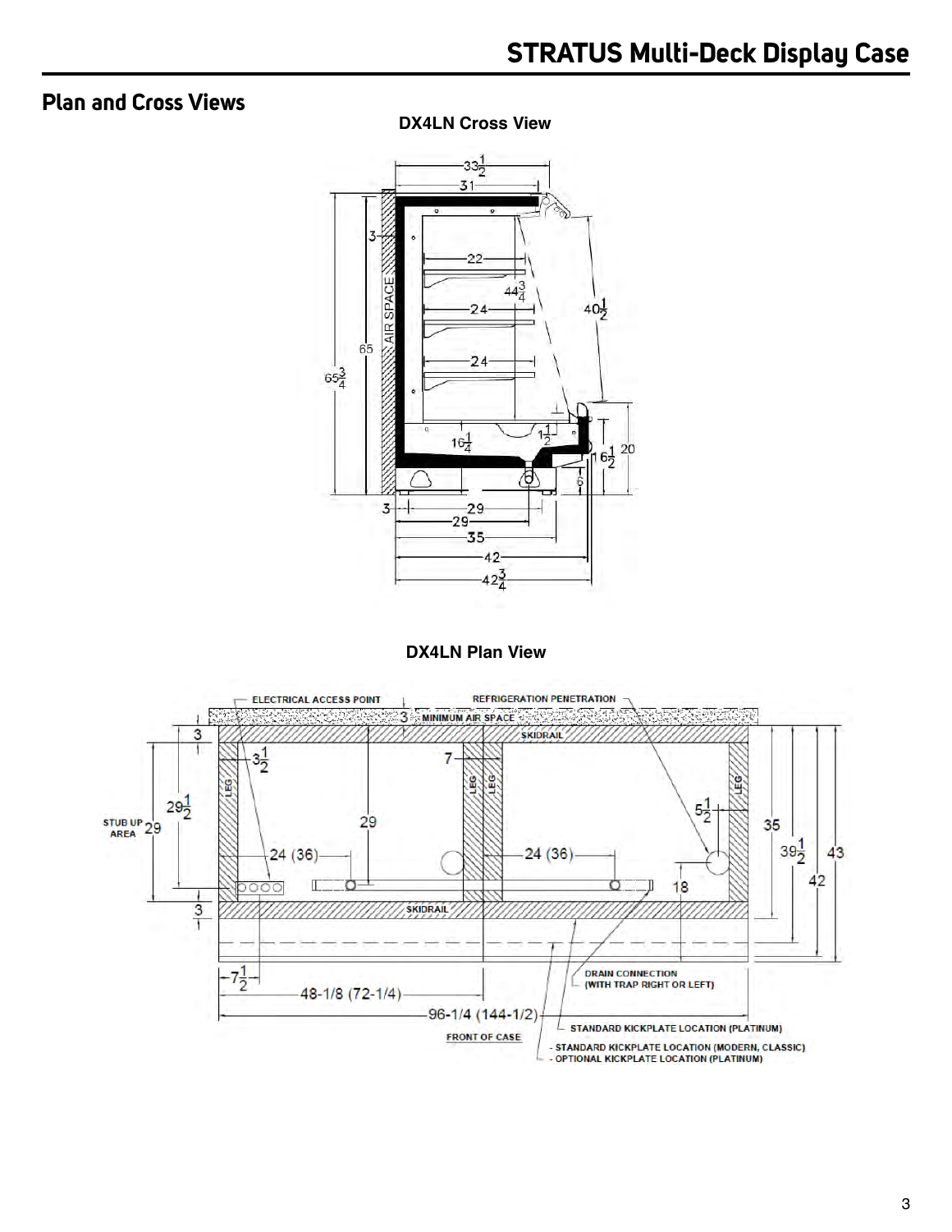## Plan and Cross Views

**DX4LN Cross View**

**DX4LN Plan View**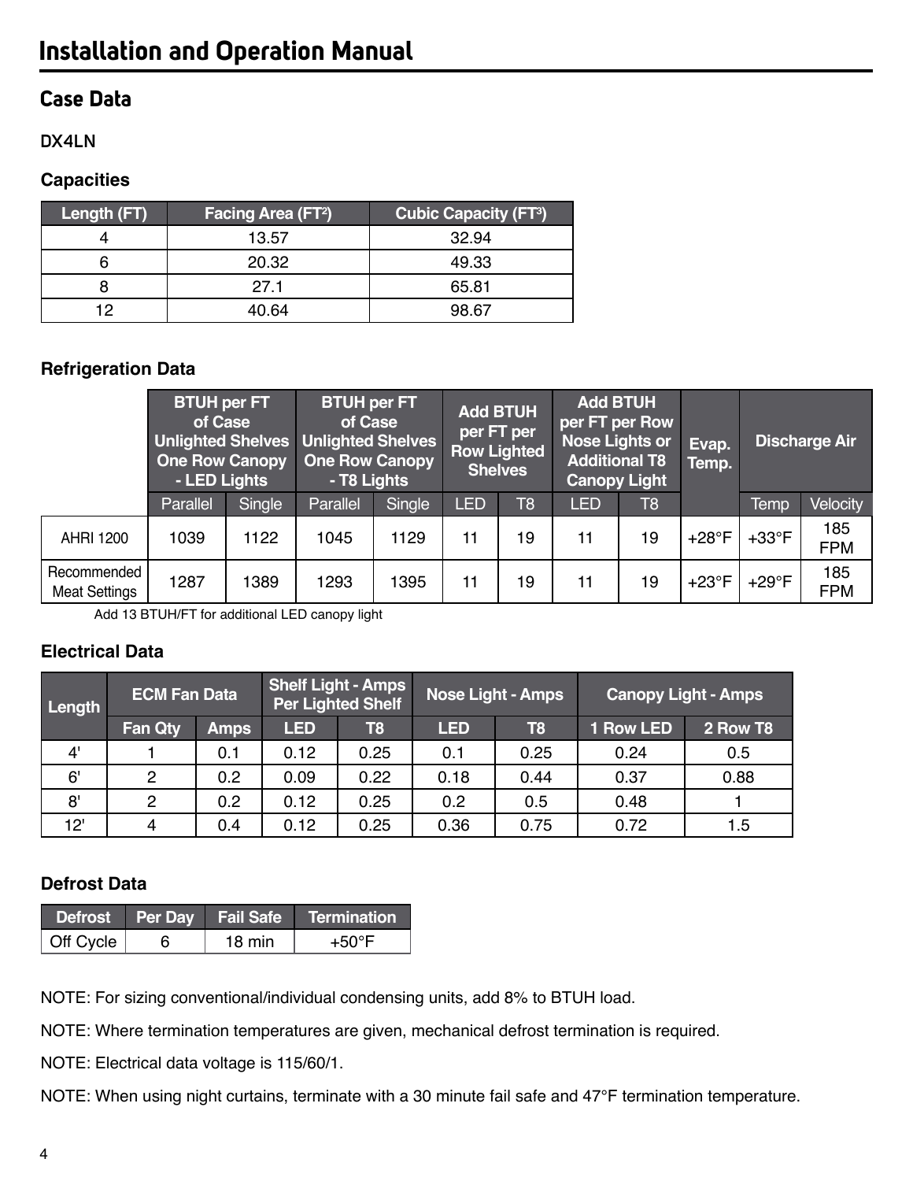## Installation and Operation Manual

### Case Data

DX4LN

#### Capacities

| Length (FT) | Facing Area ($FT^2$) | Cubic Capacity ($FT^3$) |
|---|---|---|
| 4 | 13.57 | 32.94 |
| 6 | 20.32 | 49.33 |
| 8 | 27.1 | 65.81 |
| 12 | 40.64 | 98.67 |

#### Refrigeration Data

| | BTUH per FT of Case Unlighted Shelves One Row Canopy - LED Lights | | BTUH per FT of Case Unlighted Shelves One Row Canopy - T8 Lights | | Add BTUH per FT per Row Lighted Shelves | | Add BTUH per FT per Row Nose Lights or Additional T8 Canopy Light | | Evap. Temp. | Discharge Air | |
|---|---|---|---|---|---|---|---|---|---|---|---|
| | Parallel | Single | Parallel | Single | LED | T8 | LED | T8 | | Temp | Velocity |
| AHRI 1200 | 1039 | 1122 | 1045 | 1129 | 11 | 19 | 11 | 19 | +28°F | +33°F | 185 FPM |
| Recommended Meat Settings | 1287 | 1389 | 1293 | 1395 | 11 | 19 | 11 | 19 | +23°F | +29°F | 185 FPM |

Add 13 BTUH/FT for additional LED canopy light

#### Electrical Data

| Length | ECM Fan Data | | Shelf Light - Amps Per Lighted Shelf | | Nose Light - Amps | | Canopy Light - Amps | |
|---|---|---|---|---|---|---|---|---|
| | Fan Qty | Amps | LED | T8 | LED | T8 | 1 Row LED | 2 Row T8 |
| 4' | 1 | 0.1 | 0.12 | 0.25 | 0.1 | 0.25 | 0.24 | 0.5 |
| 6' | 2 | 0.2 | 0.09 | 0.22 | 0.18 | 0.44 | 0.37 | 0.88 |
| 8' | 2 | 0.2 | 0.12 | 0.25 | 0.2 | 0.5 | 0.48 | 1 |
| 12' | 4 | 0.4 | 0.12 | 0.25 | 0.36 | 0.75 | 0.72 | 1.5 |

#### Defrost Data

| Defrost | Per Day | Fail Safe | Termination |
|---|---|---|---|
| Off Cycle | 6 | 18 min | +50°F |

NOTE: For sizing conventional/individual condensing units, add 8% to BTUH load.

NOTE: Where termination temperatures are given, mechanical defrost termination is required.

NOTE: Electrical data voltage is 115/60/1.

NOTE: When using night curtains, terminate with a 30 minute fail safe and 47°F termination temperature.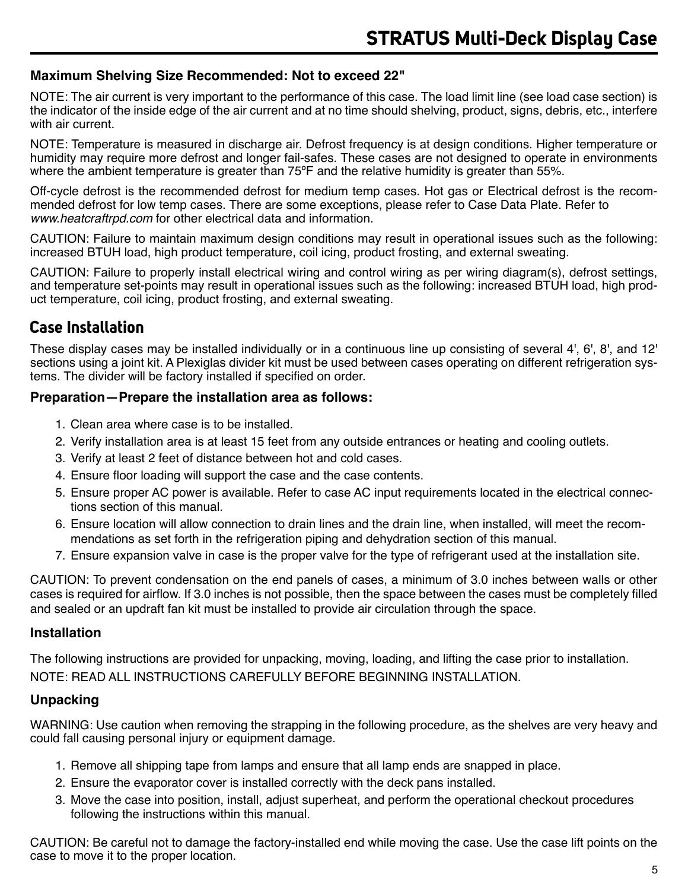### Maximum Shelving Size Recommended: Not to exceed 22"

NOTE: The air current is very important to the performance of this case. The load limit line (see load case section) is the indicator of the inside edge of the air current and at no time should shelving, product, signs, debris, etc., interfere with air current.

NOTE: Temperature is measured in discharge air. Defrost frequency is at design conditions. Higher temperature or humidity may require more defrost and longer fail-safes. These cases are not designed to operate in environments where the ambient temperature is greater than 75ºF and the relative humidity is greater than 55%.

Off-cycle defrost is the recommended defrost for medium temp cases. Hot gas or Electrical defrost is the recommended defrost for low temp cases. There are some exceptions, please refer to Case Data Plate. Refer to *www.heatcraftrpd.com* for other electrical data and information.

CAUTION: Failure to maintain maximum design conditions may result in operational issues such as the following: increased BTUH load, high product temperature, coil icing, product frosting, and external sweating.

CAUTION: Failure to properly install electrical wiring and control wiring as per wiring diagram(s), defrost settings, and temperature set-points may result in operational issues such as the following: increased BTUH load, high product temperature, coil icing, product frosting, and external sweating.

## Case Installation

These display cases may be installed individually or in a continuous line up consisting of several 4', 6', 8', and 12' sections using a joint kit. A Plexiglas divider kit must be used between cases operating on different refrigeration systems. The divider will be factory installed if specified on order.

### Preparation—Prepare the installation area as follows:

1. Clean area where case is to be installed.
2. Verify installation area is at least 15 feet from any outside entrances or heating and cooling outlets.
3. Verify at least 2 feet of distance between hot and cold cases.
4. Ensure floor loading will support the case and the case contents.
5. Ensure proper AC power is available. Refer to case AC input requirements located in the electrical connections section of this manual.
6. Ensure location will allow connection to drain lines and the drain line, when installed, will meet the recommendations as set forth in the refrigeration piping and dehydration section of this manual.
7. Ensure expansion valve in case is the proper valve for the type of refrigerant used at the installation site.

CAUTION: To prevent condensation on the end panels of cases, a minimum of 3.0 inches between walls or other cases is required for airflow. If 3.0 inches is not possible, then the space between the cases must be completely filled and sealed or an updraft fan kit must be installed to provide air circulation through the space.

### Installation

The following instructions are provided for unpacking, moving, loading, and lifting the case prior to installation.

NOTE: READ ALL INSTRUCTIONS CAREFULLY BEFORE BEGINNING INSTALLATION.

### Unpacking

WARNING: Use caution when removing the strapping in the following procedure, as the shelves are very heavy and could fall causing personal injury or equipment damage.

1. Remove all shipping tape from lamps and ensure that all lamp ends are snapped in place.
2. Ensure the evaporator cover is installed correctly with the deck pans installed.
3. Move the case into position, install, adjust superheat, and perform the operational checkout procedures following the instructions within this manual.

CAUTION: Be careful not to damage the factory-installed end while moving the case. Use the case lift points on the case to move it to the proper location.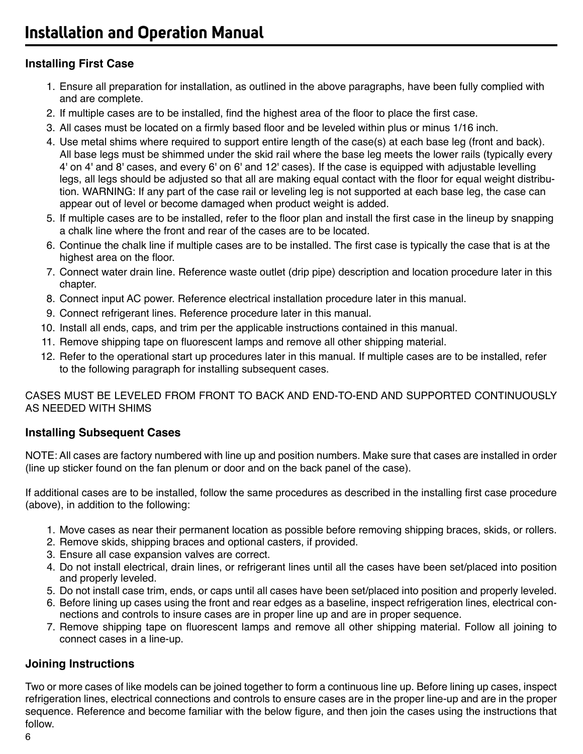## Installing First Case

1. Ensure all preparation for installation, as outlined in the above paragraphs, have been fully complied with and are complete.
2. If multiple cases are to be installed, find the highest area of the floor to place the first case.
3. All cases must be located on a firmly based floor and be leveled within plus or minus 1/16 inch.
4. Use metal shims where required to support entire length of the case(s) at each base leg (front and back). All base legs must be shimmed under the skid rail where the base leg meets the lower rails (typically every 4' on 4' and 8' cases, and every 6' on 6' and 12' cases). If the case is equipped with adjustable levelling legs, all legs should be adjusted so that all are making equal contact with the floor for equal weight distribution. WARNING: If any part of the case rail or leveling leg is not supported at each base leg, the case can appear out of level or become damaged when product weight is added.
5. If multiple cases are to be installed, refer to the floor plan and install the first case in the lineup by snapping a chalk line where the front and rear of the cases are to be located.
6. Continue the chalk line if multiple cases are to be installed. The first case is typically the case that is at the highest area on the floor.
7. Connect water drain line. Reference waste outlet (drip pipe) description and location procedure later in this chapter.
8. Connect input AC power. Reference electrical installation procedure later in this manual.
9. Connect refrigerant lines. Reference procedure later in this manual.
10. Install all ends, caps, and trim per the applicable instructions contained in this manual.
11. Remove shipping tape on fluorescent lamps and remove all other shipping material.
12. Refer to the operational start up procedures later in this manual. If multiple cases are to be installed, refer to the following paragraph for installing subsequent cases.

CASES MUST BE LEVELED FROM FRONT TO BACK AND END-TO-END AND SUPPORTED CONTINUOUSLY AS NEEDED WITH SHIMS

## Installing Subsequent Cases

NOTE: All cases are factory numbered with line up and position numbers. Make sure that cases are installed in order (line up sticker found on the fan plenum or door and on the back panel of the case).

If additional cases are to be installed, follow the same procedures as described in the installing first case procedure (above), in addition to the following:

1. Move cases as near their permanent location as possible before removing shipping braces, skids, or rollers.
2. Remove skids, shipping braces and optional casters, if provided.
3. Ensure all case expansion valves are correct.
4. Do not install electrical, drain lines, or refrigerant lines until all the cases have been set/placed into position and properly leveled.
5. Do not install case trim, ends, or caps until all cases have been set/placed into position and properly leveled.
6. Before lining up cases using the front and rear edges as a baseline, inspect refrigeration lines, electrical connections and controls to insure cases are in proper line up and are in proper sequence.
7. Remove shipping tape on fluorescent lamps and remove all other shipping material. Follow all joining to connect cases in a line-up.

## Joining Instructions

Two or more cases of like models can be joined together to form a continuous line up. Before lining up cases, inspect refrigeration lines, electrical connections and controls to ensure cases are in the proper line-up and are in the proper sequence. Reference and become familiar with the below figure, and then join the cases using the instructions that follow.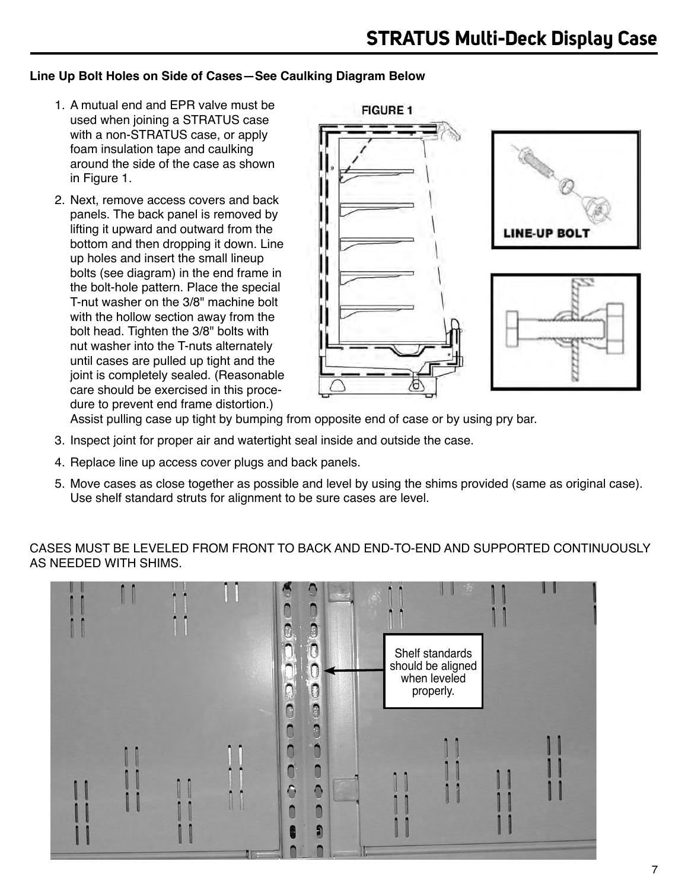### Line Up Bolt Holes on Side of Cases—See Caulking Diagram Below

1. A mutual end and EPR valve must be used when joining a STRATUS case with a non-STRATUS case, or apply foam insulation tape and caulking around the side of the case as shown in Figure 1.
2. Next, remove access covers and back panels. The back panel is removed by lifting it upward and outward from the bottom and then dropping it down. Line up holes and insert the small lineup bolts (see diagram) in the end frame in the bolt-hole pattern. Place the special T-nut washer on the 3/8" machine bolt with the hollow section away from the bolt head. Tighten the 3/8" bolts with nut washer into the T-nuts alternately until cases are pulled up tight and the joint is completely sealed. (Reasonable care should be exercised in this procedure to prevent end frame distortion.) Assist pulling case up tight by bumping from opposite end of case or by using pry bar.
3. Inspect joint for proper air and watertight seal inside and outside the case.
4. Replace line up access cover plugs and back panels.
5. Move cases as close together as possible and level by using the shims provided (same as original case). Use shelf standard struts for alignment to be sure cases are level.

FIGURE 1

LINE-UP BOLT

CASES MUST BE LEVELED FROM FRONT TO BACK AND END-TO-END AND SUPPORTED CONTINUOUSLY AS NEEDED WITH SHIMS.

Shelf standards should be aligned when leveled properly.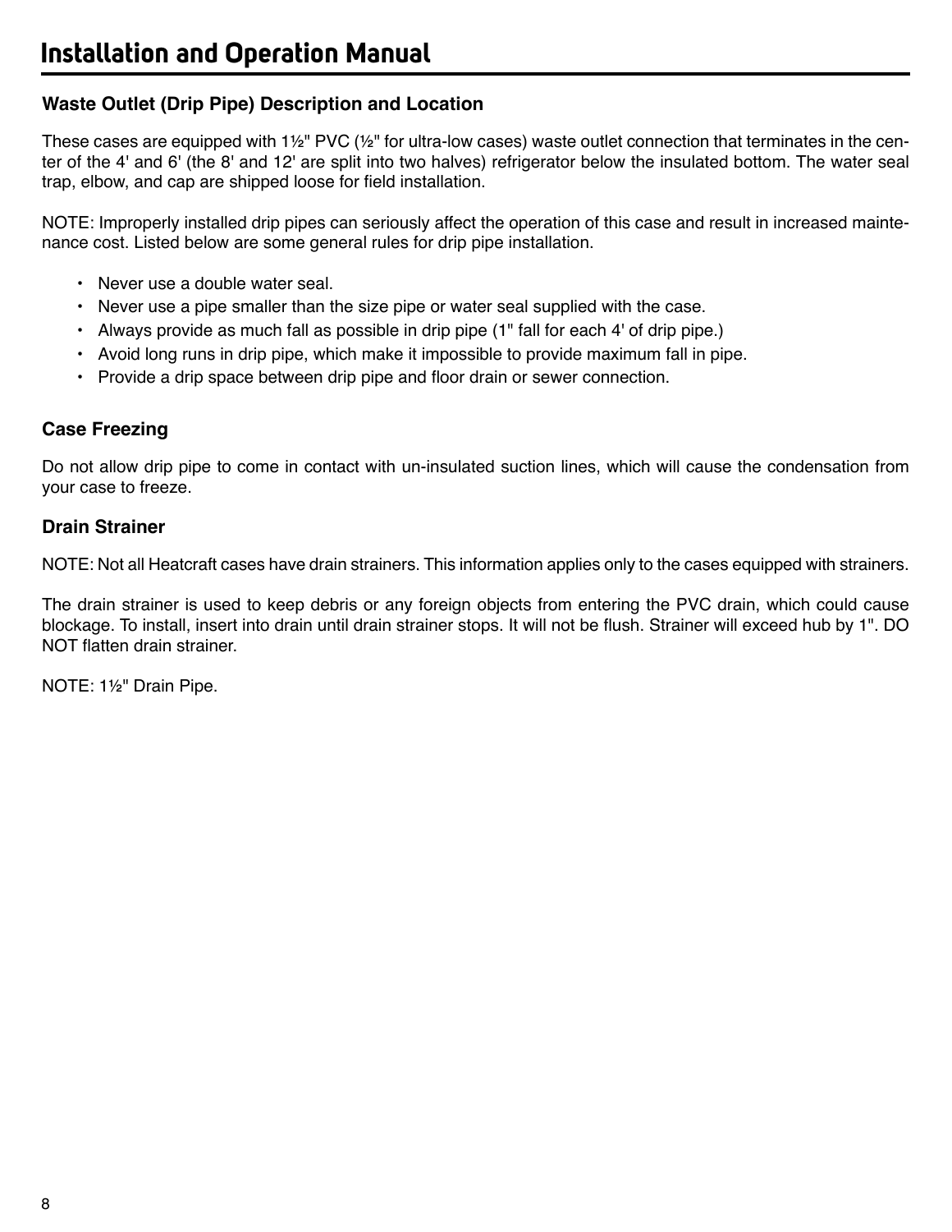## Waste Outlet (Drip Pipe) Description and Location

These cases are equipped with 1½" PVC (½" for ultra-low cases) waste outlet connection that terminates in the center of the 4' and 6' (the 8' and 12' are split into two halves) refrigerator below the insulated bottom. The water seal trap, elbow, and cap are shipped loose for field installation.

NOTE: Improperly installed drip pipes can seriously affect the operation of this case and result in increased maintenance cost. Listed below are some general rules for drip pipe installation.

- Never use a double water seal.
- Never use a pipe smaller than the size pipe or water seal supplied with the case.
- Always provide as much fall as possible in drip pipe (1" fall for each 4' of drip pipe.)
- Avoid long runs in drip pipe, which make it impossible to provide maximum fall in pipe.
- Provide a drip space between drip pipe and floor drain or sewer connection.

## Case Freezing

Do not allow drip pipe to come in contact with un-insulated suction lines, which will cause the condensation from your case to freeze.

## Drain Strainer

NOTE: Not all Heatcraft cases have drain strainers. This information applies only to the cases equipped with strainers.

The drain strainer is used to keep debris or any foreign objects from entering the PVC drain, which could cause blockage. To install, insert into drain until drain strainer stops. It will not be flush. Strainer will exceed hub by 1". DO NOT flatten drain strainer.

NOTE: 1½" Drain Pipe.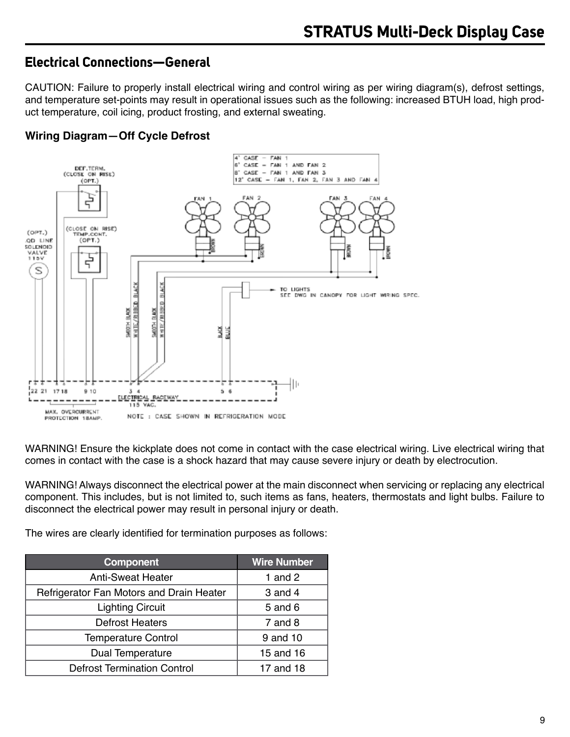## Electrical Connections—General

CAUTION: Failure to properly install electrical wiring and control wiring as per wiring diagram(s), defrost settings, and temperature set-points may result in operational issues such as the following: increased BTUH load, high product temperature, coil icing, product frosting, and external sweating.

### Wiring Diagram—Off Cycle Defrost

WARNING! Ensure the kickplate does not come in contact with the case electrical wiring. Live electrical wiring that comes in contact with the case is a shock hazard that may cause severe injury or death by electrocution.

WARNING! Always disconnect the electrical power at the main disconnect when servicing or replacing any electrical component. This includes, but is not limited to, such items as fans, heaters, thermostats and light bulbs. Failure to disconnect the electrical power may result in personal injury or death.

The wires are clearly identified for termination purposes as follows:

| Component | Wire Number |
|---|---|
| Anti-Sweat Heater | 1 and 2 |
| Refrigerator Fan Motors and Drain Heater | 3 and 4 |
| Lighting Circuit | 5 and 6 |
| Defrost Heaters | 7 and 8 |
| Temperature Control | 9 and 10 |
| Dual Temperature | 15 and 16 |
| Defrost Termination Control | 17 and 18 |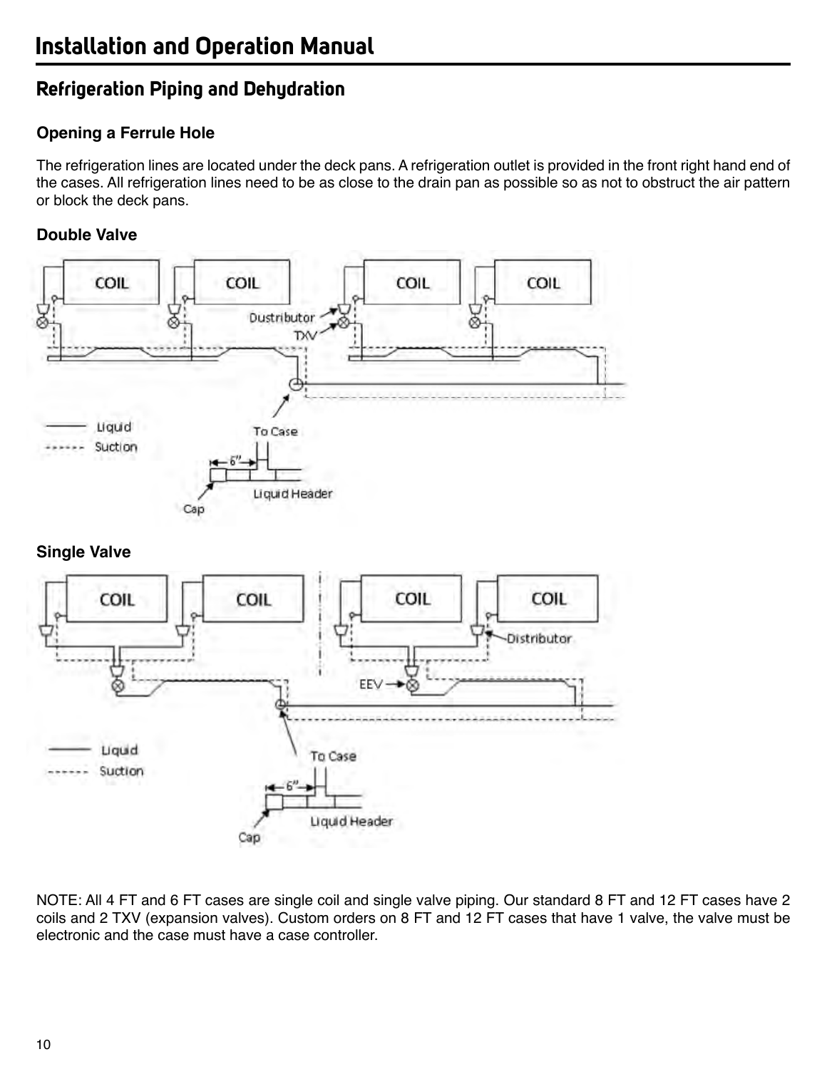## Refrigeration Piping and Dehydration

### Opening a Ferrule Hole

The refrigeration lines are located under the deck pans. A refrigeration outlet is provided in the front right hand end of the cases. All refrigeration lines need to be as close to the drain pan as possible so as not to obstruct the air pattern or block the deck pans.

### Double Valve

### Single Valve

NOTE: All 4 FT and 6 FT cases are single coil and single valve piping. Our standard 8 FT and 12 FT cases have 2 coils and 2 TXV (expansion valves). Custom orders on 8 FT and 12 FT cases that have 1 valve, the valve must be electronic and the case must have a case controller.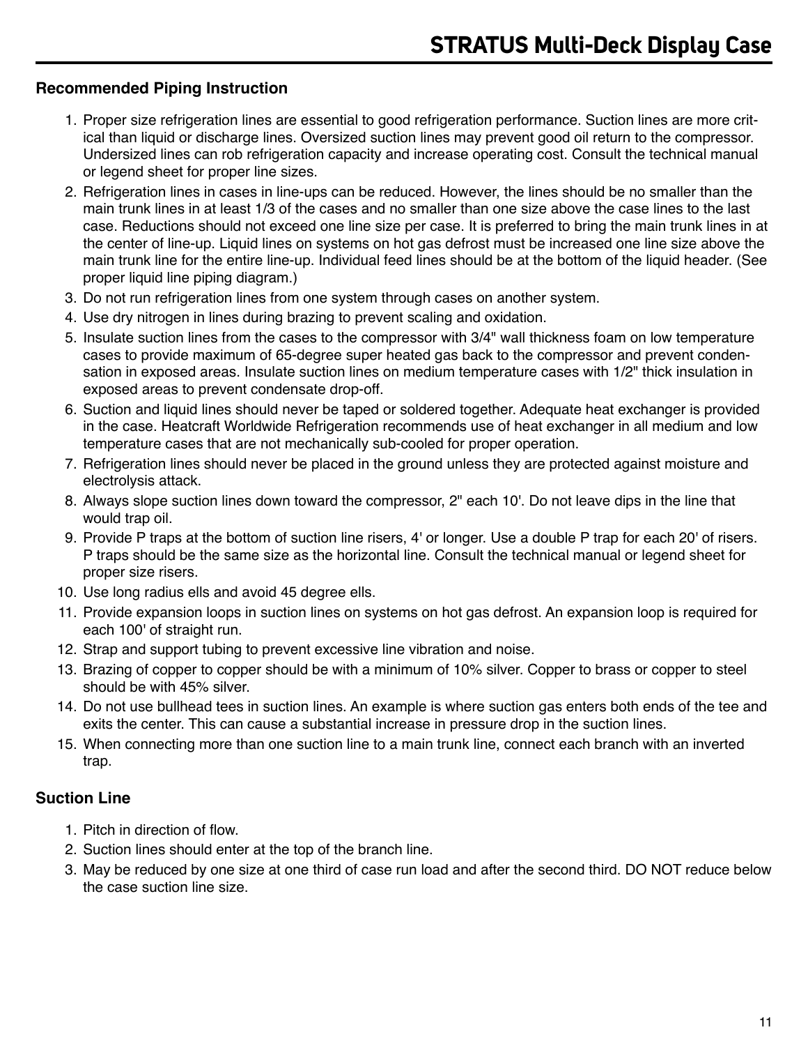## Recommended Piping Instruction

1. Proper size refrigeration lines are essential to good refrigeration performance. Suction lines are more critical than liquid or discharge lines. Oversized suction lines may prevent good oil return to the compressor. Undersized lines can rob refrigeration capacity and increase operating cost. Consult the technical manual or legend sheet for proper line sizes.
2. Refrigeration lines in cases in line-ups can be reduced. However, the lines should be no smaller than the main trunk lines in at least 1/3 of the cases and no smaller than one size above the case lines to the last case. Reductions should not exceed one line size per case. It is preferred to bring the main trunk lines in at the center of line-up. Liquid lines on systems on hot gas defrost must be increased one line size above the main trunk line for the entire line-up. Individual feed lines should be at the bottom of the liquid header. (See proper liquid line piping diagram.)
3. Do not run refrigeration lines from one system through cases on another system.
4. Use dry nitrogen in lines during brazing to prevent scaling and oxidation.
5. Insulate suction lines from the cases to the compressor with 3/4" wall thickness foam on low temperature cases to provide maximum of 65-degree super heated gas back to the compressor and prevent condensation in exposed areas. Insulate suction lines on medium temperature cases with 1/2" thick insulation in exposed areas to prevent condensate drop-off.
6. Suction and liquid lines should never be taped or soldered together. Adequate heat exchanger is provided in the case. Heatcraft Worldwide Refrigeration recommends use of heat exchanger in all medium and low temperature cases that are not mechanically sub-cooled for proper operation.
7. Refrigeration lines should never be placed in the ground unless they are protected against moisture and electrolysis attack.
8. Always slope suction lines down toward the compressor, 2" each 10'. Do not leave dips in the line that would trap oil.
9. Provide P traps at the bottom of suction line risers, 4' or longer. Use a double P trap for each 20' of risers. P traps should be the same size as the horizontal line. Consult the technical manual or legend sheet for proper size risers.
10. Use long radius ells and avoid 45 degree ells.
11. Provide expansion loops in suction lines on systems on hot gas defrost. An expansion loop is required for each 100' of straight run.
12. Strap and support tubing to prevent excessive line vibration and noise.
13. Brazing of copper to copper should be with a minimum of 10% silver. Copper to brass or copper to steel should be with 45% silver.
14. Do not use bullhead tees in suction lines. An example is where suction gas enters both ends of the tee and exits the center. This can cause a substantial increase in pressure drop in the suction lines.
15. When connecting more than one suction line to a main trunk line, connect each branch with an inverted trap.

## Suction Line

1. Pitch in direction of flow.
2. Suction lines should enter at the top of the branch line.
3. May be reduced by one size at one third of case run load and after the second third. DO NOT reduce below the case suction line size.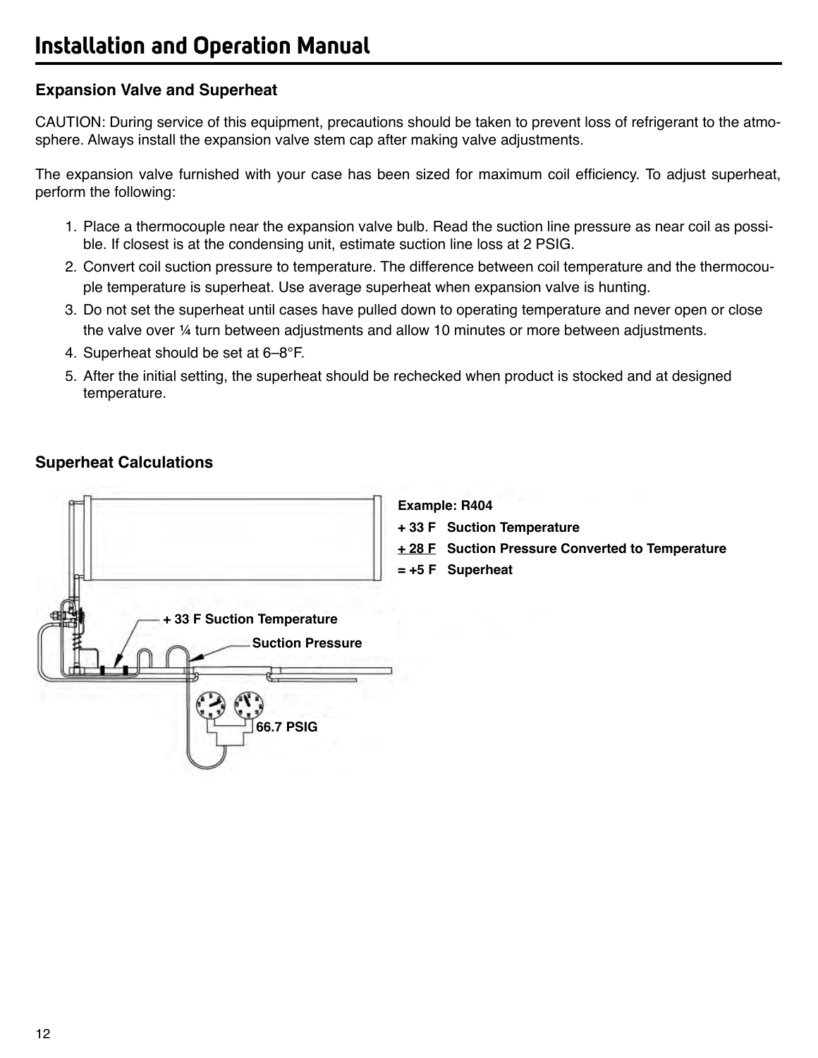## Expansion Valve and Superheat

CAUTION: During service of this equipment, precautions should be taken to prevent loss of refrigerant to the atmosphere. Always install the expansion valve stem cap after making valve adjustments.

The expansion valve furnished with your case has been sized for maximum coil efficiency. To adjust superheat, perform the following:

1. Place a thermocouple near the expansion valve bulb. Read the suction line pressure as near coil as possible. If closest is at the condensing unit, estimate suction line loss at 2 PSIG.
2. Convert coil suction pressure to temperature. The difference between coil temperature and the thermocouple temperature is superheat. Use average superheat when expansion valve is hunting.
3. Do not set the superheat until cases have pulled down to operating temperature and never open or close the valve over ¼ turn between adjustments and allow 10 minutes or more between adjustments.
4. Superheat should be set at 6–8°F.
5. After the initial setting, the superheat should be rechecked when product is stocked and at designed temperature.

## Superheat Calculations

**Example: R404**

**+ 33 F Suction Temperature**

**+ 28 F Suction Pressure Converted to Temperature**

**= +5 F Superheat**

+ 33 F Suction Temperature

Suction Pressure

66.7 PSIG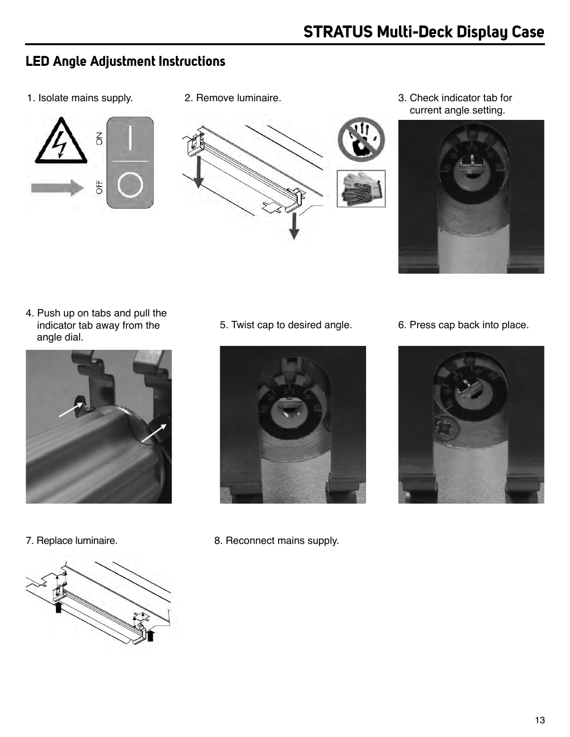## LED Angle Adjustment Instructions

1. Isolate mains supply.
2. Remove luminaire.
3. Check indicator tab for current angle setting.
4. Push up on tabs and pull the indicator tab away from the angle dial.
5. Twist cap to desired angle.
6. Press cap back into place.
7. Replace luminaire.
8. Reconnect mains supply.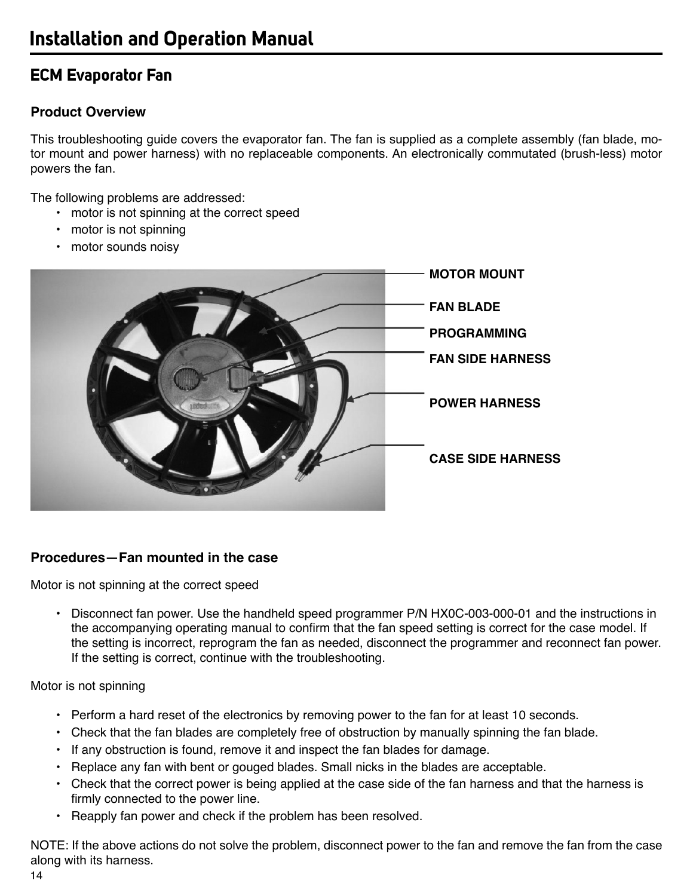## ECM Evaporator Fan

### Product Overview

This troubleshooting guide covers the evaporator fan. The fan is supplied as a complete assembly (fan blade, motor mount and power harness) with no replaceable components. An electronically commutated (brush-less) motor powers the fan.

The following problems are addressed:

- motor is not spinning at the correct speed
- motor is not spinning
- motor sounds noisy

MOTOR MOUNT

FAN BLADE

PROGRAMMING

FAN SIDE HARNESS

POWER HARNESS

CASE SIDE HARNESS

### Procedures—Fan mounted in the case

Motor is not spinning at the correct speed

- Disconnect fan power. Use the handheld speed programmer P/N HX0C-003-000-01 and the instructions in the accompanying operating manual to confirm that the fan speed setting is correct for the case model. If the setting is incorrect, reprogram the fan as needed, disconnect the programmer and reconnect fan power. If the setting is correct, continue with the troubleshooting.

Motor is not spinning

- Perform a hard reset of the electronics by removing power to the fan for at least 10 seconds.
- Check that the fan blades are completely free of obstruction by manually spinning the fan blade.
- If any obstruction is found, remove it and inspect the fan blades for damage.
- Replace any fan with bent or gouged blades. Small nicks in the blades are acceptable.
- Check that the correct power is being applied at the case side of the fan harness and that the harness is firmly connected to the power line.
- Reapply fan power and check if the problem has been resolved.

NOTE: If the above actions do not solve the problem, disconnect power to the fan and remove the fan from the case along with its harness.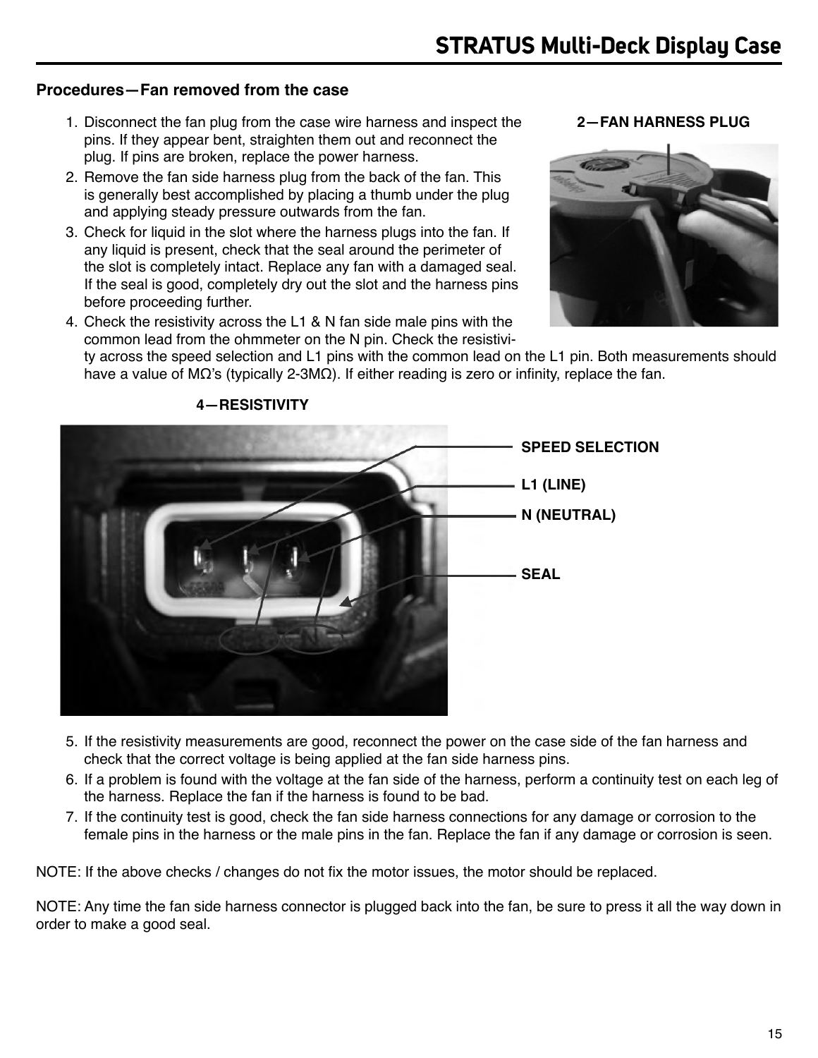### Procedures—Fan removed from the case

1. Disconnect the fan plug from the case wire harness and inspect the pins. If they appear bent, straighten them out and reconnect the plug. If pins are broken, replace the power harness.
2. Remove the fan side harness plug from the back of the fan. This is generally best accomplished by placing a thumb under the plug and applying steady pressure outwards from the fan.
3. Check for liquid in the slot where the harness plugs into the fan. If any liquid is present, check that the seal around the perimeter of the slot is completely intact. Replace any fan with a damaged seal. If the seal is good, completely dry out the slot and the harness pins before proceeding further.
4. Check the resistivity across the L1 & N fan side male pins with the common lead from the ohmmeter on the N pin. Check the resistivity across the speed selection and L1 pins with the common lead on the L1 pin. Both measurements should have a value of MΩ's (typically 2-3MΩ). If either reading is zero or infinity, replace the fan.

**2—FAN HARNESS PLUG**

**4—RESISTIVITY**

**SPEED SELECTION**

**L1 (LINE)**

**N (NEUTRAL)**

**SEAL**

5. If the resistivity measurements are good, reconnect the power on the case side of the fan harness and check that the correct voltage is being applied at the fan side harness pins.
6. If a problem is found with the voltage at the fan side of the harness, perform a continuity test on each leg of the harness. Replace the fan if the harness is found to be bad.
7. If the continuity test is good, check the fan side harness connections for any damage or corrosion to the female pins in the harness or the male pins in the fan. Replace the fan if any damage or corrosion is seen.

NOTE: If the above checks / changes do not fix the motor issues, the motor should be replaced.

NOTE: Any time the fan side harness connector is plugged back into the fan, be sure to press it all the way down in order to make a good seal.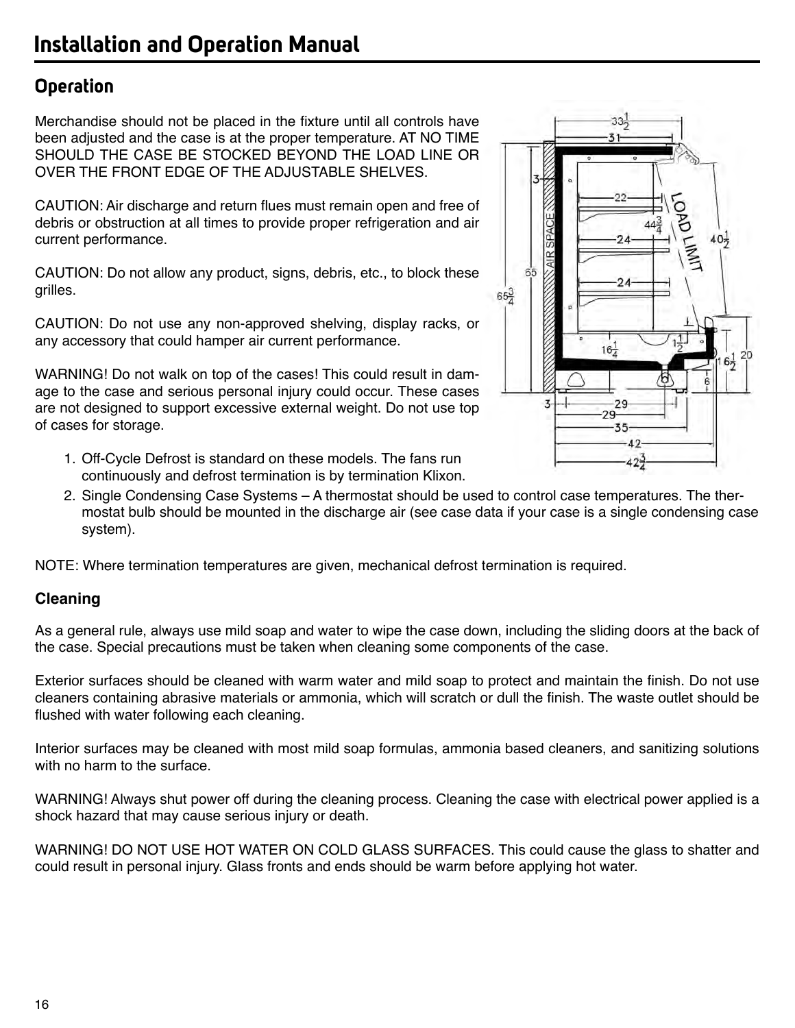# Installation and Operation Manual

## Operation

Merchandise should not be placed in the fixture until all controls have been adjusted and the case is at the proper temperature. AT NO TIME SHOULD THE CASE BE STOCKED BEYOND THE LOAD LINE OR OVER THE FRONT EDGE OF THE ADJUSTABLE SHELVES.

CAUTION: Air discharge and return flues must remain open and free of debris or obstruction at all times to provide proper refrigeration and air current performance.

CAUTION: Do not allow any product, signs, debris, etc., to block these grilles.

CAUTION: Do not use any non-approved shelving, display racks, or any accessory that could hamper air current performance.

WARNING! Do not walk on top of the cases! This could result in damage to the case and serious personal injury could occur. These cases are not designed to support excessive external weight. Do not use top of cases for storage.

1. Off-Cycle Defrost is standard on these models. The fans run continuously and defrost termination is by termination Klixon.
2. Single Condensing Case Systems – A thermostat should be used to control case temperatures. The thermostat bulb should be mounted in the discharge air (see case data if your case is a single condensing case system).

NOTE: Where termination temperatures are given, mechanical defrost termination is required.

### Cleaning

As a general rule, always use mild soap and water to wipe the case down, including the sliding doors at the back of the case. Special precautions must be taken when cleaning some components of the case.

Exterior surfaces should be cleaned with warm water and mild soap to protect and maintain the finish. Do not use cleaners containing abrasive materials or ammonia, which will scratch or dull the finish. The waste outlet should be flushed with water following each cleaning.

Interior surfaces may be cleaned with most mild soap formulas, ammonia based cleaners, and sanitizing solutions with no harm to the surface.

WARNING! Always shut power off during the cleaning process. Cleaning the case with electrical power applied is a shock hazard that may cause serious injury or death.

WARNING! DO NOT USE HOT WATER ON COLD GLASS SURFACES. This could cause the glass to shatter and could result in personal injury. Glass fronts and ends should be warm before applying hot water.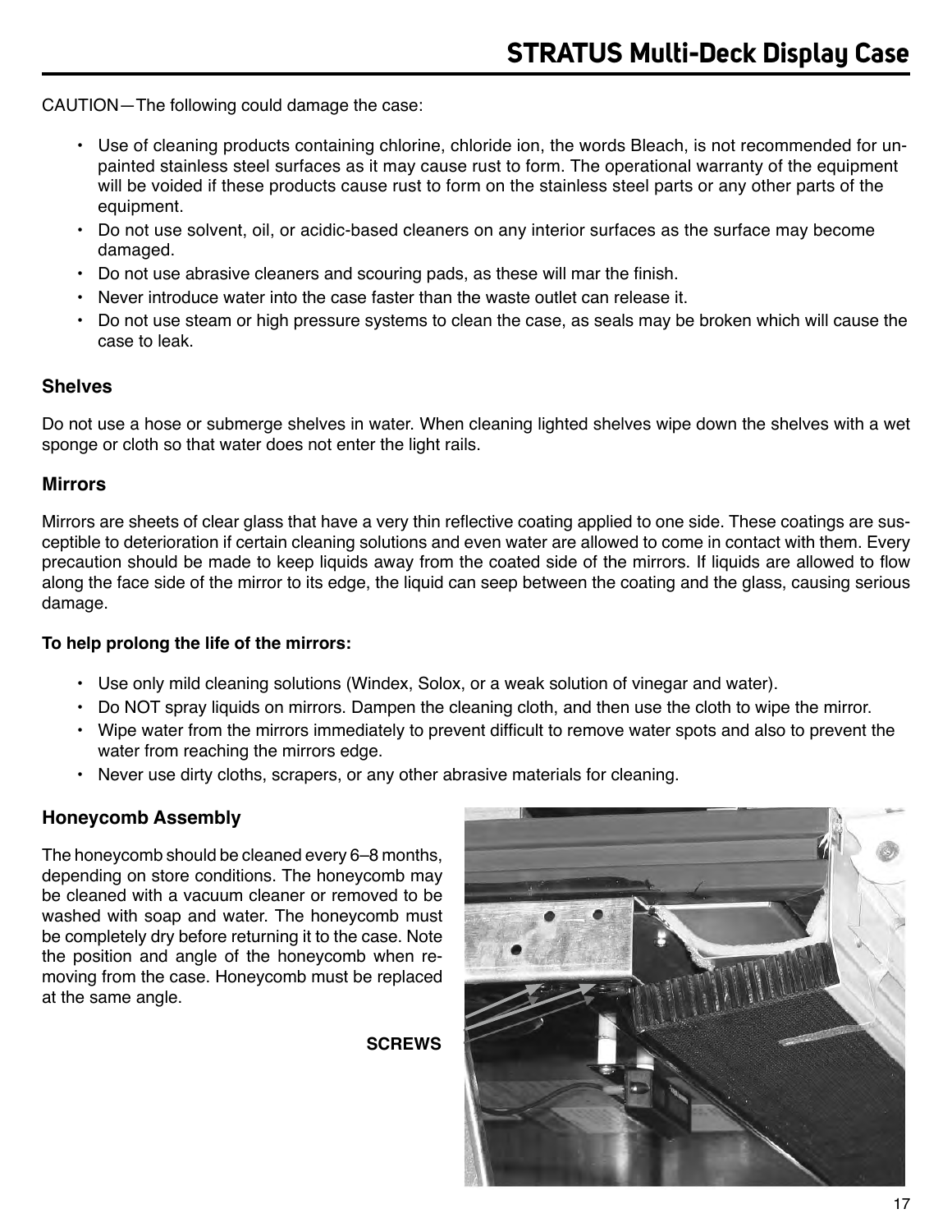CAUTION—The following could damage the case:

- Use of cleaning products containing chlorine, chloride ion, the words Bleach, is not recommended for un-painted stainless steel surfaces as it may cause rust to form. The operational warranty of the equipment will be voided if these products cause rust to form on the stainless steel parts or any other parts of the equipment.
- Do not use solvent, oil, or acidic-based cleaners on any interior surfaces as the surface may become damaged.
- Do not use abrasive cleaners and scouring pads, as these will mar the finish.
- Never introduce water into the case faster than the waste outlet can release it.
- Do not use steam or high pressure systems to clean the case, as seals may be broken which will cause the case to leak.

### Shelves

Do not use a hose or submerge shelves in water. When cleaning lighted shelves wipe down the shelves with a wet sponge or cloth so that water does not enter the light rails.

### Mirrors

Mirrors are sheets of clear glass that have a very thin reflective coating applied to one side. These coatings are susceptible to deterioration if certain cleaning solutions and even water are allowed to come in contact with them. Every precaution should be made to keep liquids away from the coated side of the mirrors. If liquids are allowed to flow along the face side of the mirror to its edge, the liquid can seep between the coating and the glass, causing serious damage.

**To help prolong the life of the mirrors:**

- Use only mild cleaning solutions (Windex, Solox, or a weak solution of vinegar and water).
- Do NOT spray liquids on mirrors. Dampen the cleaning cloth, and then use the cloth to wipe the mirror.
- Wipe water from the mirrors immediately to prevent difficult to remove water spots and also to prevent the water from reaching the mirrors edge.
- Never use dirty cloths, scrapers, or any other abrasive materials for cleaning.

### Honeycomb Assembly

The honeycomb should be cleaned every 6–8 months, depending on store conditions. The honeycomb may be cleaned with a vacuum cleaner or removed to be washed with soap and water. The honeycomb must be completely dry before returning it to the case. Note the position and angle of the honeycomb when removing from the case. Honeycomb must be replaced at the same angle.

**SCREWS**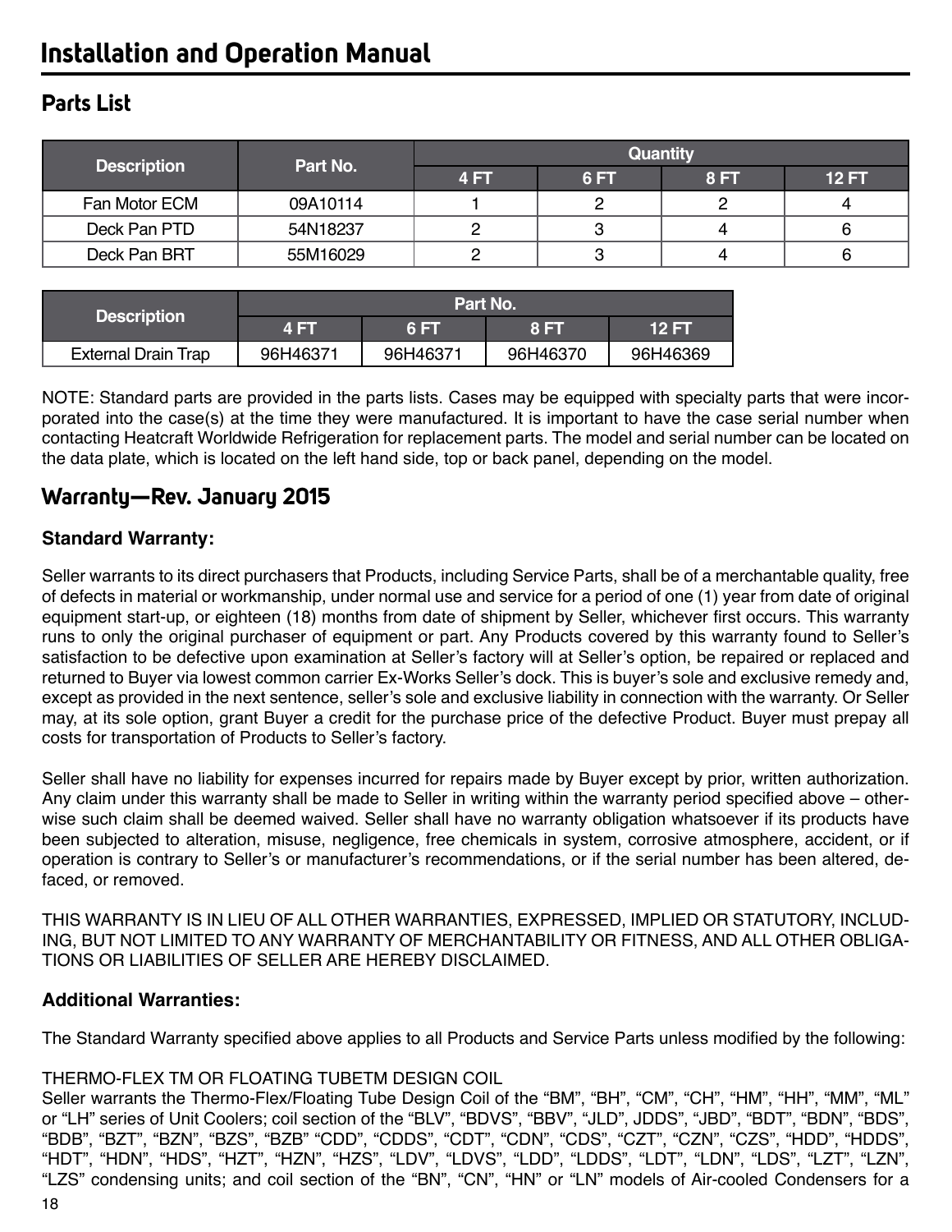## Parts List

| Description | Part No. | Quantity | | | |
|---|---|---|---|---|---|
| | | 4 FT | 6 FT | 8 FT | 12 FT |
| Fan Motor ECM | 09A10114 | 1 | 2 | 2 | 4 |
| Deck Pan PTD | 54N18237 | 2 | 3 | 4 | 6 |
| Deck Pan BRT | 55M16029 | 2 | 3 | 4 | 6 |

| Description | Part No. | | | |
|---|---|---|---|---|
| | 4 FT | 6 FT | 8 FT | 12 FT |
| External Drain Trap | 96H46371 | 96H46371 | 96H46370 | 96H46369 |

NOTE: Standard parts are provided in the parts lists. Cases may be equipped with specialty parts that were incorporated into the case(s) at the time they were manufactured. It is important to have the case serial number when contacting Heatcraft Worldwide Refrigeration for replacement parts. The model and serial number can be located on the data plate, which is located on the left hand side, top or back panel, depending on the model.

## Warranty—Rev. January 2015

**Standard Warranty:**

Seller warrants to its direct purchasers that Products, including Service Parts, shall be of a merchantable quality, free of defects in material or workmanship, under normal use and service for a period of one (1) year from date of original equipment start-up, or eighteen (18) months from date of shipment by Seller, whichever first occurs. This warranty runs to only the original purchaser of equipment or part. Any Products covered by this warranty found to Seller's satisfaction to be defective upon examination at Seller's factory will at Seller's option, be repaired or replaced and returned to Buyer via lowest common carrier Ex-Works Seller's dock. This is buyer's sole and exclusive remedy and, except as provided in the next sentence, seller's sole and exclusive liability in connection with the warranty. Or Seller may, at its sole option, grant Buyer a credit for the purchase price of the defective Product. Buyer must prepay all costs for transportation of Products to Seller's factory.

Seller shall have no liability for expenses incurred for repairs made by Buyer except by prior, written authorization. Any claim under this warranty shall be made to Seller in writing within the warranty period specified above – otherwise such claim shall be deemed waived. Seller shall have no warranty obligation whatsoever if its products have been subjected to alteration, misuse, negligence, free chemicals in system, corrosive atmosphere, accident, or if operation is contrary to Seller's or manufacturer's recommendations, or if the serial number has been altered, defaced, or removed.

THIS WARRANTY IS IN LIEU OF ALL OTHER WARRANTIES, EXPRESSED, IMPLIED OR STATUTORY, INCLUDING, BUT NOT LIMITED TO ANY WARRANTY OF MERCHANTABILITY OR FITNESS, AND ALL OTHER OBLIGATIONS OR LIABILITIES OF SELLER ARE HEREBY DISCLAIMED.

**Additional Warranties:**

The Standard Warranty specified above applies to all Products and Service Parts unless modified by the following:

THERMO-FLEX TM OR FLOATING TUBETM DESIGN COIL
Seller warrants the Thermo-Flex/Floating Tube Design Coil of the "BM", "BH", "CM", "CH", "HM", "HH", "MM", "ML" or "LH" series of Unit Coolers; coil section of the "BLV", "BDVS", "BBV", "JLD", JDDS", "JBD", "BDT", "BDN", "BDS", "BDB", "BZT", "BZN", "BZS", "BZB" "CDD", "CDDS", "CDT", "CDN", "CDS", "CZT", "CZN", "CZS", "HDD", "HDDS", "HDT", "HDN", "HDS", "HZT", "HZN", "HZS", "LDV", "LDVS", "LDD", "LDDS", "LDT", "LDN", "LDS", "LZT", "LZN", "LZS" condensing units; and coil section of the "BN", "CN", "HN" or "LN" models of Air-cooled Condensers for a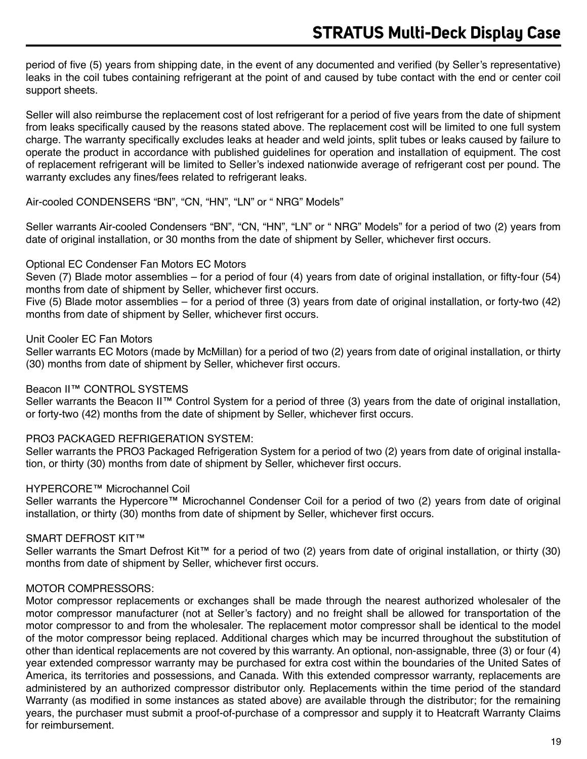period of five (5) years from shipping date, in the event of any documented and verified (by Seller's representative) leaks in the coil tubes containing refrigerant at the point of and caused by tube contact with the end or center coil support sheets.

Seller will also reimburse the replacement cost of lost refrigerant for a period of five years from the date of shipment from leaks specifically caused by the reasons stated above. The replacement cost will be limited to one full system charge. The warranty specifically excludes leaks at header and weld joints, split tubes or leaks caused by failure to operate the product in accordance with published guidelines for operation and installation of equipment. The cost of replacement refrigerant will be limited to Seller's indexed nationwide average of refrigerant cost per pound. The warranty excludes any fines/fees related to refrigerant leaks.

Air-cooled CONDENSERS "BN", "CN, "HN", "LN" or " NRG" Models"

Seller warrants Air-cooled Condensers "BN", "CN, "HN", "LN" or " NRG" Models" for a period of two (2) years from date of original installation, or 30 months from the date of shipment by Seller, whichever first occurs.

Optional EC Condenser Fan Motors EC Motors
Seven (7) Blade motor assemblies – for a period of four (4) years from date of original installation, or fifty-four (54) months from date of shipment by Seller, whichever first occurs.
Five (5) Blade motor assemblies – for a period of three (3) years from date of original installation, or forty-two (42) months from date of shipment by Seller, whichever first occurs.

Unit Cooler EC Fan Motors
Seller warrants EC Motors (made by McMillan) for a period of two (2) years from date of original installation, or thirty (30) months from date of shipment by Seller, whichever first occurs.

Beacon II™ CONTROL SYSTEMS
Seller warrants the Beacon II™ Control System for a period of three (3) years from the date of original installation, or forty-two (42) months from the date of shipment by Seller, whichever first occurs.

PRO3 PACKAGED REFRIGERATION SYSTEM:
Seller warrants the PRO3 Packaged Refrigeration System for a period of two (2) years from date of original installation, or thirty (30) months from date of shipment by Seller, whichever first occurs.

HYPERCORE™ Microchannel Coil
Seller warrants the Hypercore™ Microchannel Condenser Coil for a period of two (2) years from date of original installation, or thirty (30) months from date of shipment by Seller, whichever first occurs.

SMART DEFROST KIT™
Seller warrants the Smart Defrost Kit™ for a period of two (2) years from date of original installation, or thirty (30) months from date of shipment by Seller, whichever first occurs.

MOTOR COMPRESSORS:
Motor compressor replacements or exchanges shall be made through the nearest authorized wholesaler of the motor compressor manufacturer (not at Seller's factory) and no freight shall be allowed for transportation of the motor compressor to and from the wholesaler. The replacement motor compressor shall be identical to the model of the motor compressor being replaced. Additional charges which may be incurred throughout the substitution of other than identical replacements are not covered by this warranty. An optional, non-assignable, three (3) or four (4) year extended compressor warranty may be purchased for extra cost within the boundaries of the United Sates of America, its territories and possessions, and Canada. With this extended compressor warranty, replacements are administered by an authorized compressor distributor only. Replacements within the time period of the standard Warranty (as modified in some instances as stated above) are available through the distributor; for the remaining years, the purchaser must submit a proof-of-purchase of a compressor and supply it to Heatcraft Warranty Claims for reimbursement.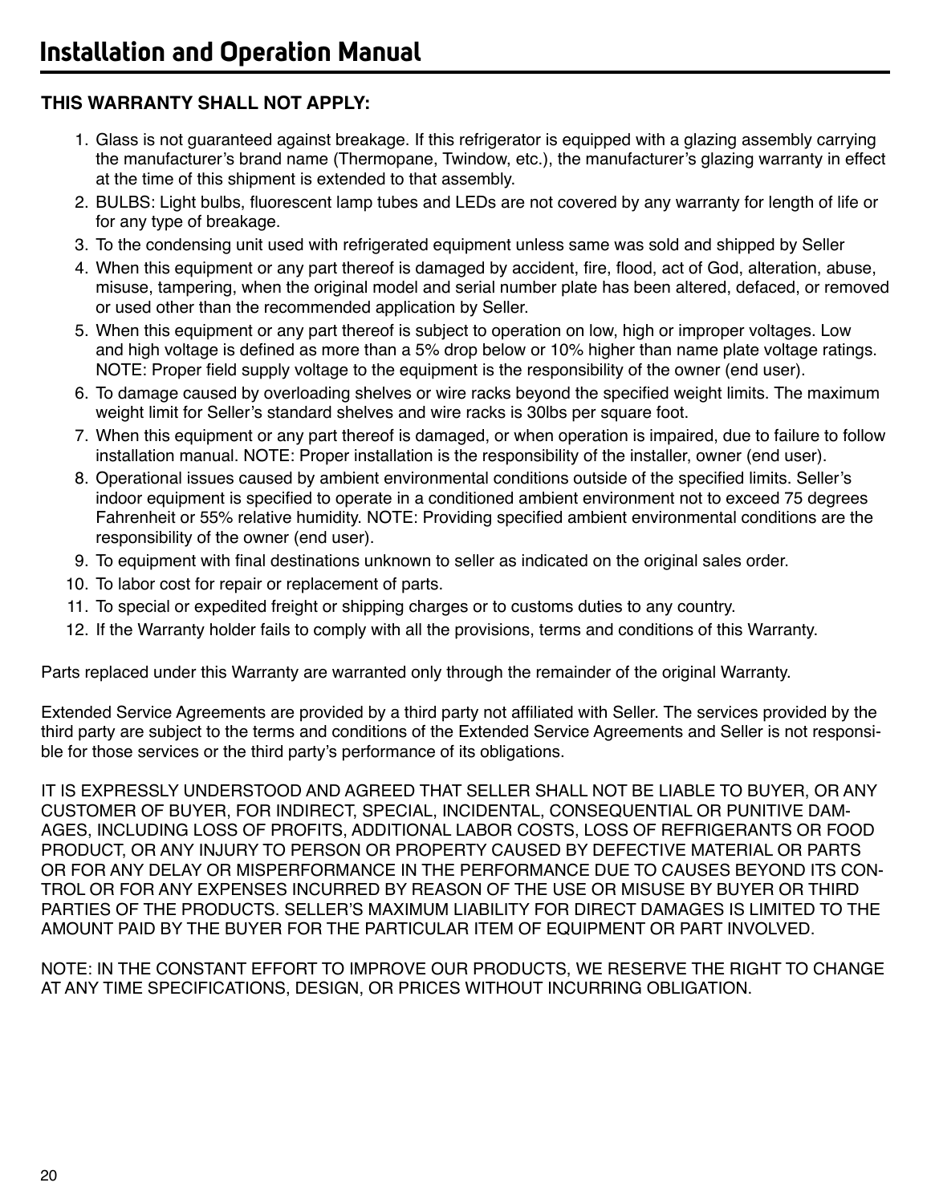**THIS WARRANTY SHALL NOT APPLY:**

1. Glass is not guaranteed against breakage. If this refrigerator is equipped with a glazing assembly carrying the manufacturer's brand name (Thermopane, Twindow, etc.), the manufacturer's glazing warranty in effect at the time of this shipment is extended to that assembly.
2. BULBS: Light bulbs, fluorescent lamp tubes and LEDs are not covered by any warranty for length of life or for any type of breakage.
3. To the condensing unit used with refrigerated equipment unless same was sold and shipped by Seller
4. When this equipment or any part thereof is damaged by accident, fire, flood, act of God, alteration, abuse, misuse, tampering, when the original model and serial number plate has been altered, defaced, or removed or used other than the recommended application by Seller.
5. When this equipment or any part thereof is subject to operation on low, high or improper voltages. Low and high voltage is defined as more than a 5% drop below or 10% higher than name plate voltage ratings. NOTE: Proper field supply voltage to the equipment is the responsibility of the owner (end user).
6. To damage caused by overloading shelves or wire racks beyond the specified weight limits. The maximum weight limit for Seller's standard shelves and wire racks is 30lbs per square foot.
7. When this equipment or any part thereof is damaged, or when operation is impaired, due to failure to follow installation manual. NOTE: Proper installation is the responsibility of the installer, owner (end user).
8. Operational issues caused by ambient environmental conditions outside of the specified limits. Seller's indoor equipment is specified to operate in a conditioned ambient environment not to exceed 75 degrees Fahrenheit or 55% relative humidity. NOTE: Providing specified ambient environmental conditions are the responsibility of the owner (end user).
9. To equipment with final destinations unknown to seller as indicated on the original sales order.
10. To labor cost for repair or replacement of parts.
11. To special or expedited freight or shipping charges or to customs duties to any country.
12. If the Warranty holder fails to comply with all the provisions, terms and conditions of this Warranty.

Parts replaced under this Warranty are warranted only through the remainder of the original Warranty.

Extended Service Agreements are provided by a third party not affiliated with Seller. The services provided by the third party are subject to the terms and conditions of the Extended Service Agreements and Seller is not responsible for those services or the third party's performance of its obligations.

IT IS EXPRESSLY UNDERSTOOD AND AGREED THAT SELLER SHALL NOT BE LIABLE TO BUYER, OR ANY CUSTOMER OF BUYER, FOR INDIRECT, SPECIAL, INCIDENTAL, CONSEQUENTIAL OR PUNITIVE DAMAGES, INCLUDING LOSS OF PROFITS, ADDITIONAL LABOR COSTS, LOSS OF REFRIGERANTS OR FOOD PRODUCT, OR ANY INJURY TO PERSON OR PROPERTY CAUSED BY DEFECTIVE MATERIAL OR PARTS OR FOR ANY DELAY OR MISPERFORMANCE IN THE PERFORMANCE DUE TO CAUSES BEYOND ITS CONTROL OR FOR ANY EXPENSES INCURRED BY REASON OF THE USE OR MISUSE BY BUYER OR THIRD PARTIES OF THE PRODUCTS. SELLER'S MAXIMUM LIABILITY FOR DIRECT DAMAGES IS LIMITED TO THE AMOUNT PAID BY THE BUYER FOR THE PARTICULAR ITEM OF EQUIPMENT OR PART INVOLVED.

NOTE: IN THE CONSTANT EFFORT TO IMPROVE OUR PRODUCTS, WE RESERVE THE RIGHT TO CHANGE AT ANY TIME SPECIFICATIONS, DESIGN, OR PRICES WITHOUT INCURRING OBLIGATION.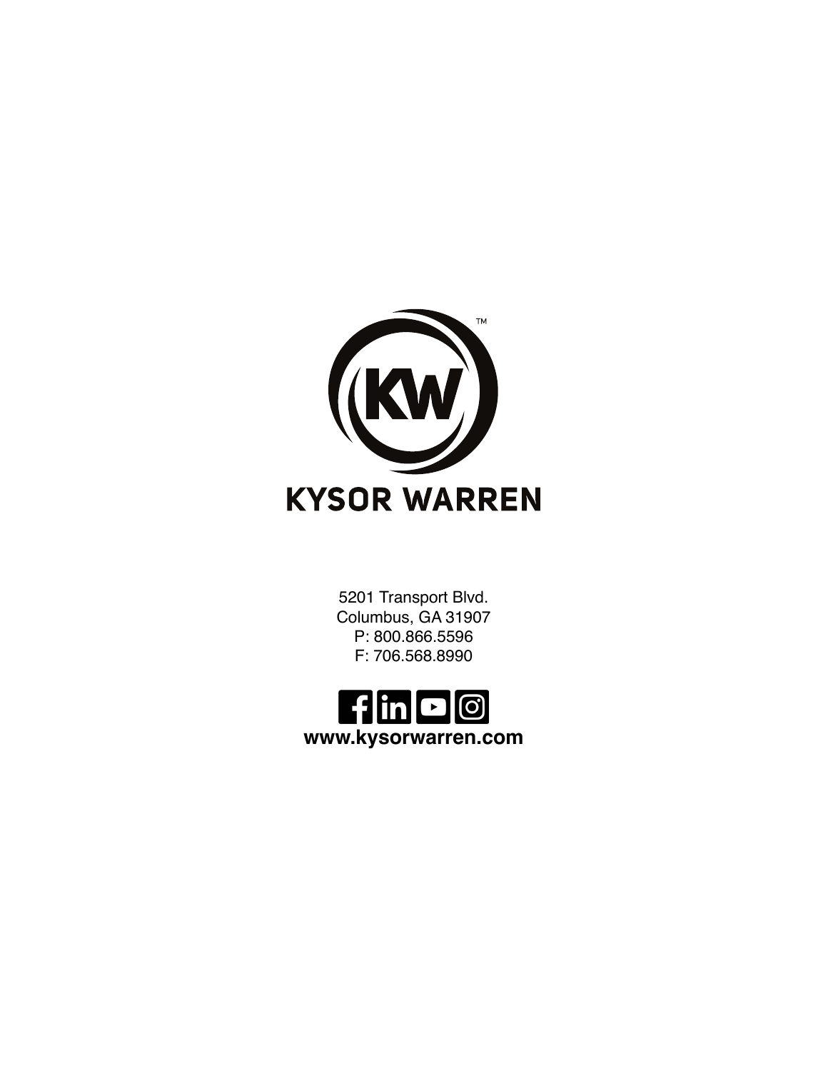KYSOR WARREN

5201 Transport Blvd.
Columbus, GA 31907
P: 800.866.5596
F: 706.568.8990

**www.kysorwarren.com**